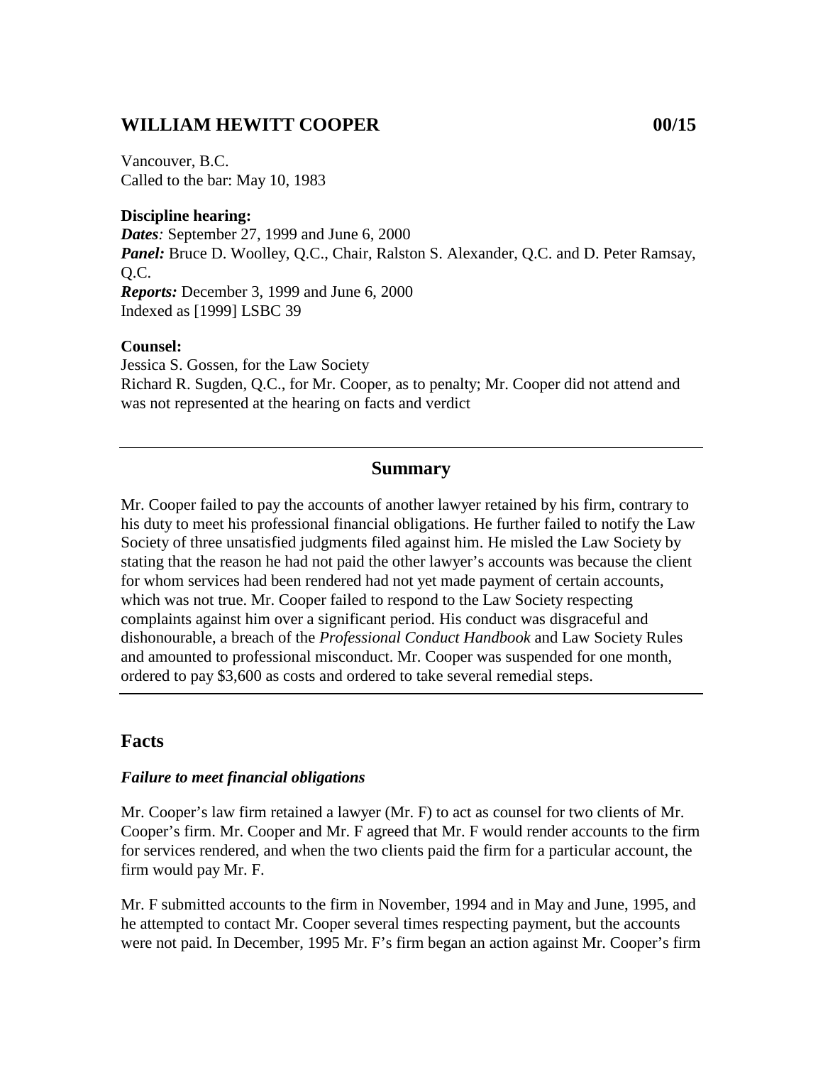# WILLIAM HEWITT COOPER 00/15

Vancouver, B.C.
Called to the bar: May 10, 1983

**Discipline hearing:**
***Dates**:* September 27, 1999 and June 6, 2000
***Panel:*** Bruce D. Woolley, Q.C., Chair, Ralston S. Alexander, Q.C. and D. Peter Ramsay, Q.C.
***Reports:*** December 3, 1999 and June 6, 2000
Indexed as [1999] LSBC 39

**Counsel:**
Jessica S. Gossen, for the Law Society
Richard R. Sugden, Q.C., for Mr. Cooper, as to penalty; Mr. Cooper did not attend and was not represented at the hearing on facts and verdict

---

## Summary

Mr. Cooper failed to pay the accounts of another lawyer retained by his firm, contrary to his duty to meet his professional financial obligations. He further failed to notify the Law Society of three unsatisfied judgments filed against him. He misled the Law Society by stating that the reason he had not paid the other lawyer's accounts was because the client for whom services had been rendered had not yet made payment of certain accounts, which was not true. Mr. Cooper failed to respond to the Law Society respecting complaints against him over a significant period. His conduct was disgraceful and dishonourable, a breach of the *Professional Conduct Handbook* and Law Society Rules and amounted to professional misconduct. Mr. Cooper was suspended for one month, ordered to pay $3,600 as costs and ordered to take several remedial steps.

---

## Facts

### *Failure to meet financial obligations*

Mr. Cooper's law firm retained a lawyer (Mr. F) to act as counsel for two clients of Mr. Cooper's firm. Mr. Cooper and Mr. F agreed that Mr. F would render accounts to the firm for services rendered, and when the two clients paid the firm for a particular account, the firm would pay Mr. F.

Mr. F submitted accounts to the firm in November, 1994 and in May and June, 1995, and he attempted to contact Mr. Cooper several times respecting payment, but the accounts were not paid. In December, 1995 Mr. F's firm began an action against Mr. Cooper's firm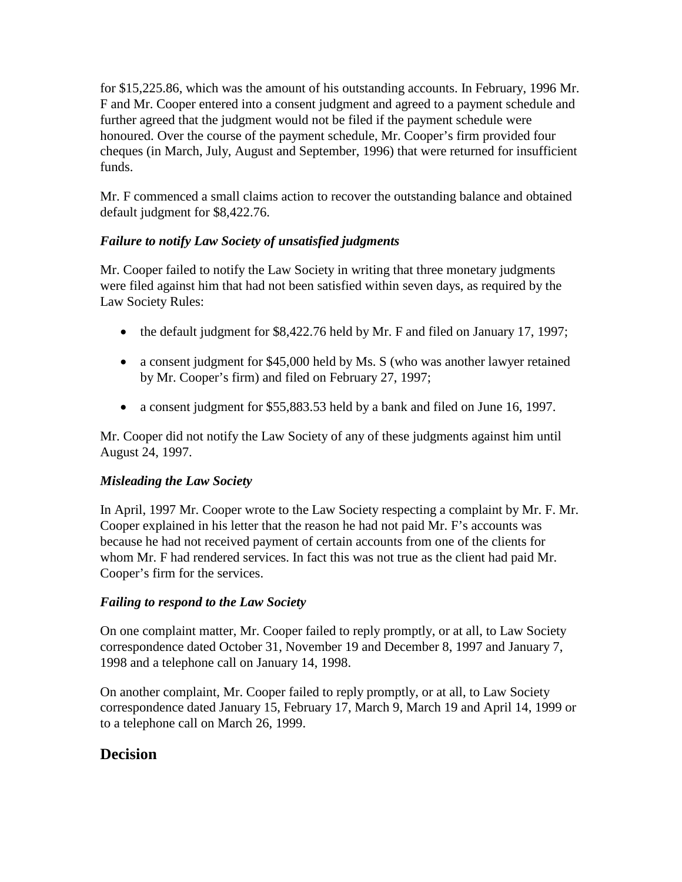for $15,225.86, which was the amount of his outstanding accounts. In February, 1996 Mr. F and Mr. Cooper entered into a consent judgment and agreed to a payment schedule and further agreed that the judgment would not be filed if the payment schedule were honoured. Over the course of the payment schedule, Mr. Cooper's firm provided four cheques (in March, July, August and September, 1996) that were returned for insufficient funds.

Mr. F commenced a small claims action to recover the outstanding balance and obtained default judgment for $8,422.76.

***Failure to notify Law Society of unsatisfied judgments***

Mr. Cooper failed to notify the Law Society in writing that three monetary judgments were filed against him that had not been satisfied within seven days, as required by the Law Society Rules:

- the default judgment for $8,422.76 held by Mr. F and filed on January 17, 1997;
- a consent judgment for $45,000 held by Ms. S (who was another lawyer retained by Mr. Cooper's firm) and filed on February 27, 1997;
- a consent judgment for $55,883.53 held by a bank and filed on June 16, 1997.

Mr. Cooper did not notify the Law Society of any of these judgments against him until August 24, 1997.

***Misleading the Law Society***

In April, 1997 Mr. Cooper wrote to the Law Society respecting a complaint by Mr. F. Mr. Cooper explained in his letter that the reason he had not paid Mr. F's accounts was because he had not received payment of certain accounts from one of the clients for whom Mr. F had rendered services. In fact this was not true as the client had paid Mr. Cooper's firm for the services.

***Failing to respond to the Law Society***

On one complaint matter, Mr. Cooper failed to reply promptly, or at all, to Law Society correspondence dated October 31, November 19 and December 8, 1997 and January 7, 1998 and a telephone call on January 14, 1998.

On another complaint, Mr. Cooper failed to reply promptly, or at all, to Law Society correspondence dated January 15, February 17, March 9, March 19 and April 14, 1999 or to a telephone call on March 26, 1999.

## Decision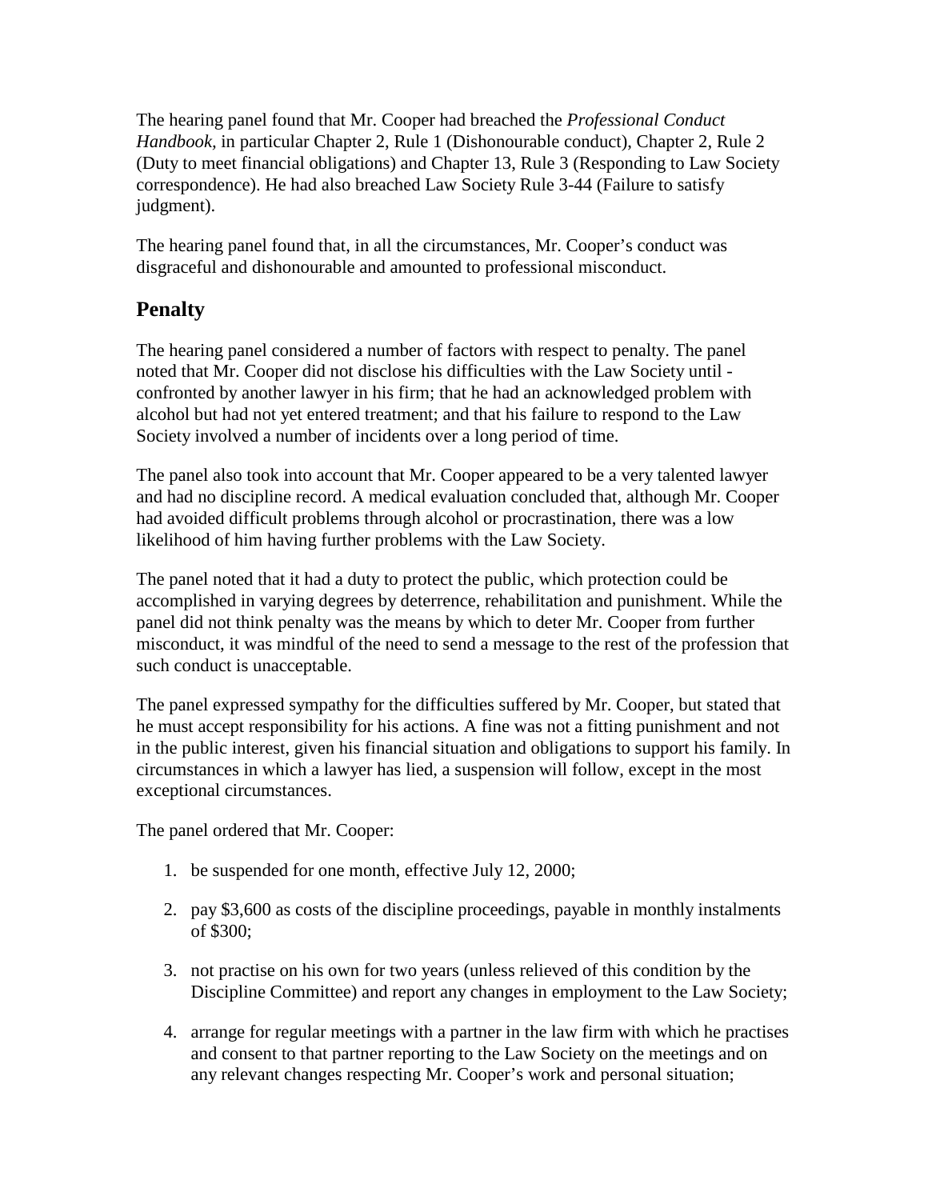The hearing panel found that Mr. Cooper had breached the *Professional Conduct Handbook*, in particular Chapter 2, Rule 1 (Dishonourable conduct), Chapter 2, Rule 2 (Duty to meet financial obligations) and Chapter 13, Rule 3 (Responding to Law Society correspondence). He had also breached Law Society Rule 3-44 (Failure to satisfy judgment).

The hearing panel found that, in all the circumstances, Mr. Cooper's conduct was disgraceful and dishonourable and amounted to professional misconduct.

## Penalty

The hearing panel considered a number of factors with respect to penalty. The panel noted that Mr. Cooper did not disclose his difficulties with the Law Society until - confronted by another lawyer in his firm; that he had an acknowledged problem with alcohol but had not yet entered treatment; and that his failure to respond to the Law Society involved a number of incidents over a long period of time.

The panel also took into account that Mr. Cooper appeared to be a very talented lawyer and had no discipline record. A medical evaluation concluded that, although Mr. Cooper had avoided difficult problems through alcohol or procrastination, there was a low likelihood of him having further problems with the Law Society.

The panel noted that it had a duty to protect the public, which protection could be accomplished in varying degrees by deterrence, rehabilitation and punishment. While the panel did not think penalty was the means by which to deter Mr. Cooper from further misconduct, it was mindful of the need to send a message to the rest of the profession that such conduct is unacceptable.

The panel expressed sympathy for the difficulties suffered by Mr. Cooper, but stated that he must accept responsibility for his actions. A fine was not a fitting punishment and not in the public interest, given his financial situation and obligations to support his family. In circumstances in which a lawyer has lied, a suspension will follow, except in the most exceptional circumstances.

The panel ordered that Mr. Cooper:

1. be suspended for one month, effective July 12, 2000;
2. pay $3,600 as costs of the discipline proceedings, payable in monthly instalments of $300;
3. not practise on his own for two years (unless relieved of this condition by the Discipline Committee) and report any changes in employment to the Law Society;
4. arrange for regular meetings with a partner in the law firm with which he practises and consent to that partner reporting to the Law Society on the meetings and on any relevant changes respecting Mr. Cooper's work and personal situation;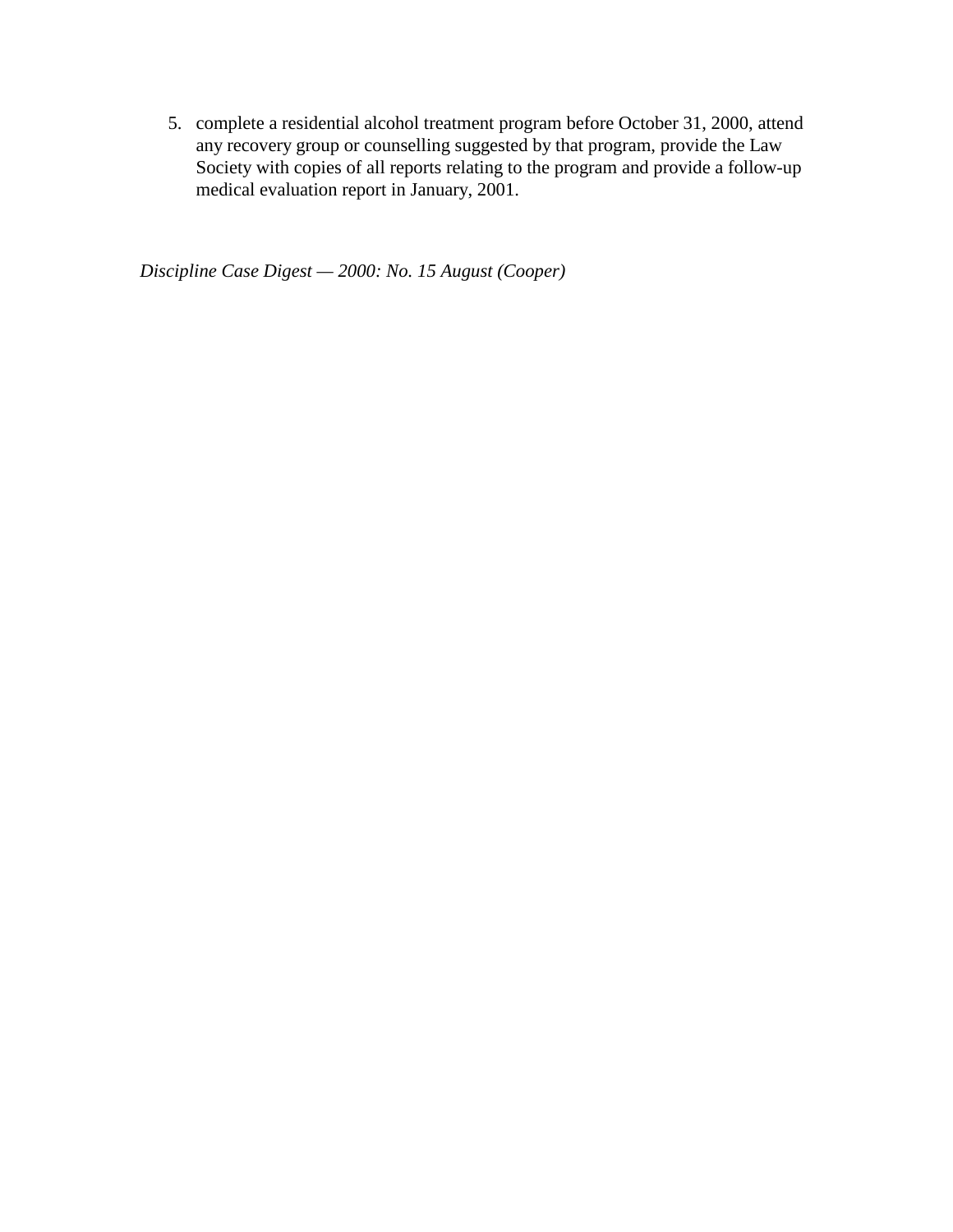5. complete a residential alcohol treatment program before October 31, 2000, attend any recovery group or counselling suggested by that program, provide the Law Society with copies of all reports relating to the program and provide a follow-up medical evaluation report in January, 2001.

*Discipline Case Digest — 2000: No. 15 August (Cooper)*